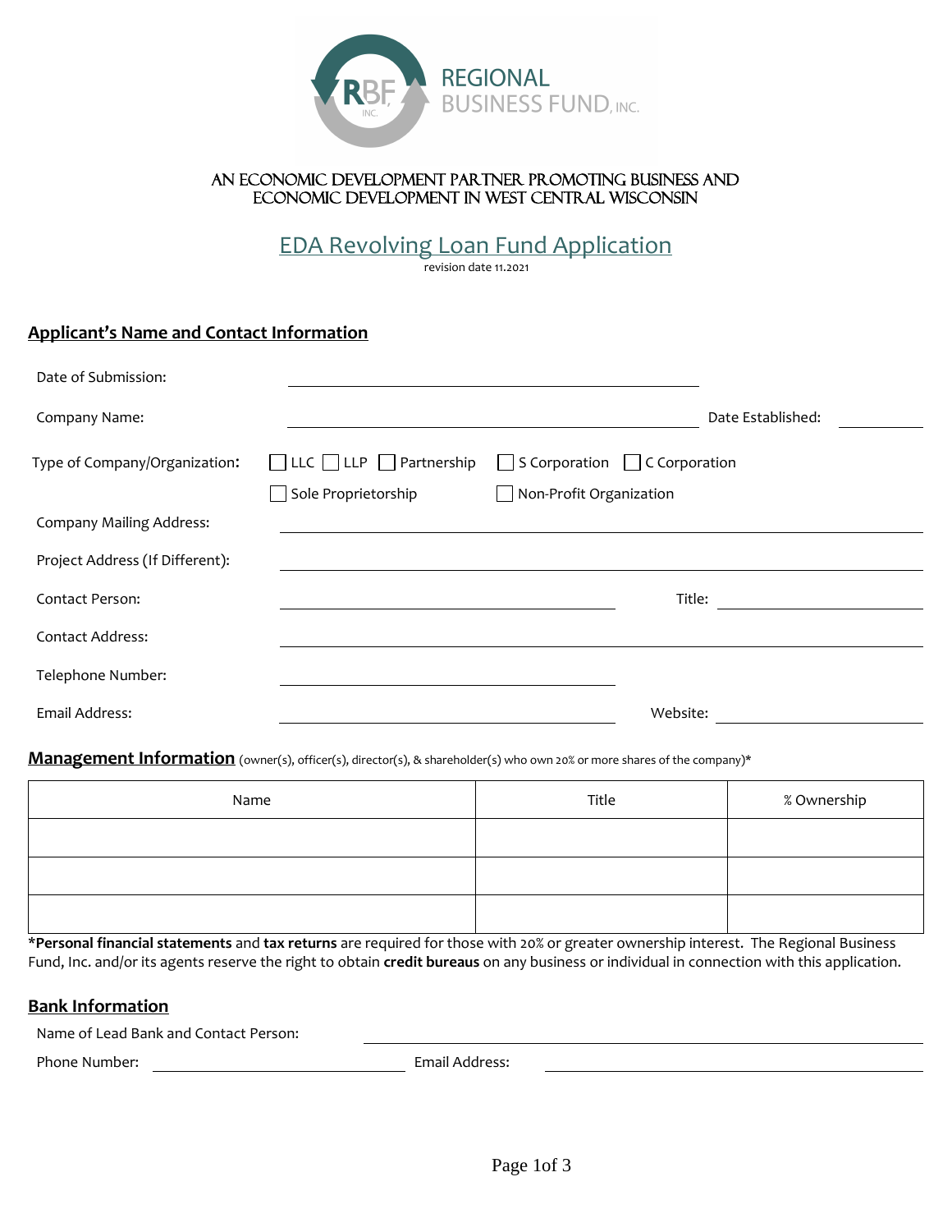REGIONAL BUSINESS FUND, INC.

AN ECONOMIC DEVELOPMENT PARTNER PROMOTING BUSINESS AND ECONOMIC DEVELOPMENT IN WEST CENTRAL WISCONSIN

# EDA Revolving Loan Fund Application

revision date 11.2021

## Applicant's Name and Contact Information

Date of Submission: ______________________________

Company Name: ______________________________ Date Established: __________

Type of Company/Organization: ☐ LLC ☐ LLP ☐ Partnership ☐ S Corporation ☐ C Corporation ☐ Sole Proprietorship ☐ Non-Profit Organization

Company Mailing Address: ______________________________

Project Address (If Different): ______________________________

Contact Person: ______________________________ Title: __________

Contact Address: ______________________________

Telephone Number: ______________________________

Email Address: ______________________________ Website: __________

## Management Information (owner(s), officer(s), director(s), & shareholder(s) who own 20% or more shares of the company)*

| Name | Title | % Ownership |
|---|---|---|
| | | |
| | | |
| | | |

***Personal financial statements** and **tax returns** are required for those with 20% or greater ownership interest. The Regional Business Fund, Inc. and/or its agents reserve the right to obtain **credit bureaus** on any business or individual in connection with this application.

## Bank Information

Name of Lead Bank and Contact Person: ______________________________

Phone Number: ______________________________ Email Address: ______________________________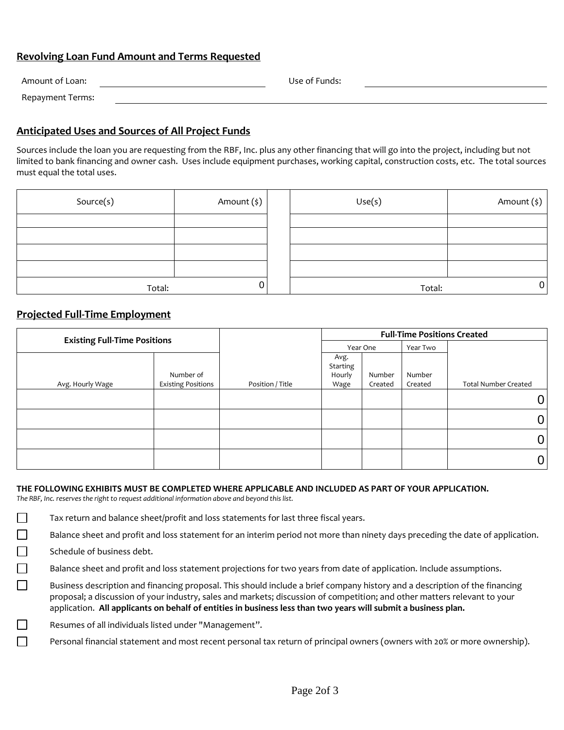## Revolving Loan Fund Amount and Terms Requested

Amount of Loan: ______________________ Use of Funds: ______________________

Repayment Terms: ______________________________________________

## Anticipated Uses and Sources of All Project Funds

Sources include the loan you are requesting from the RBF, Inc. plus any other financing that will go into the project, including but not limited to bank financing and owner cash. Uses include equipment purchases, working capital, construction costs, etc. The total sources must equal the total uses.

| Source(s) | Amount ($) |
|---|---|
| | |
| | |
| | |
| | |
| Total: | 0 |

| Use(s) | Amount ($) |
|---|---|
| | |
| | |
| | |
| | |
| Total: | 0 |

## Projected Full-Time Employment

| Existing Full-Time Positions | | | Full-Time Positions Created | | | |
|---|---|---|---|---|---|---|
| | | | Year One | | Year Two | |
| Avg. Hourly Wage | Number of Existing Positions | Position / Title | Avg. Starting Hourly Wage | Number Created | Number Created | Total Number Created |
| | | | | | | 0 |
| | | | | | | 0 |
| | | | | | | 0 |
| | | | | | | 0 |

**THE FOLLOWING EXHIBITS MUST BE COMPLETED WHERE APPLICABLE AND INCLUDED AS PART OF YOUR APPLICATION.**

*The RBF, Inc. reserves the right to request additional information above and beyond this list.*

- ☐ Tax return and balance sheet/profit and loss statements for last three fiscal years.
- ☐ Balance sheet and profit and loss statement for an interim period not more than ninety days preceding the date of application.
- ☐ Schedule of business debt.
- ☐ Balance sheet and profit and loss statement projections for two years from date of application. Include assumptions.
- ☐ Business description and financing proposal. This should include a brief company history and a description of the financing proposal; a discussion of your industry, sales and markets; discussion of competition; and other matters relevant to your application. **All applicants on behalf of entities in business less than two years will submit a business plan.**
- ☐ Resumes of all individuals listed under "Management".
- ☐ Personal financial statement and most recent personal tax return of principal owners (owners with 20% or more ownership).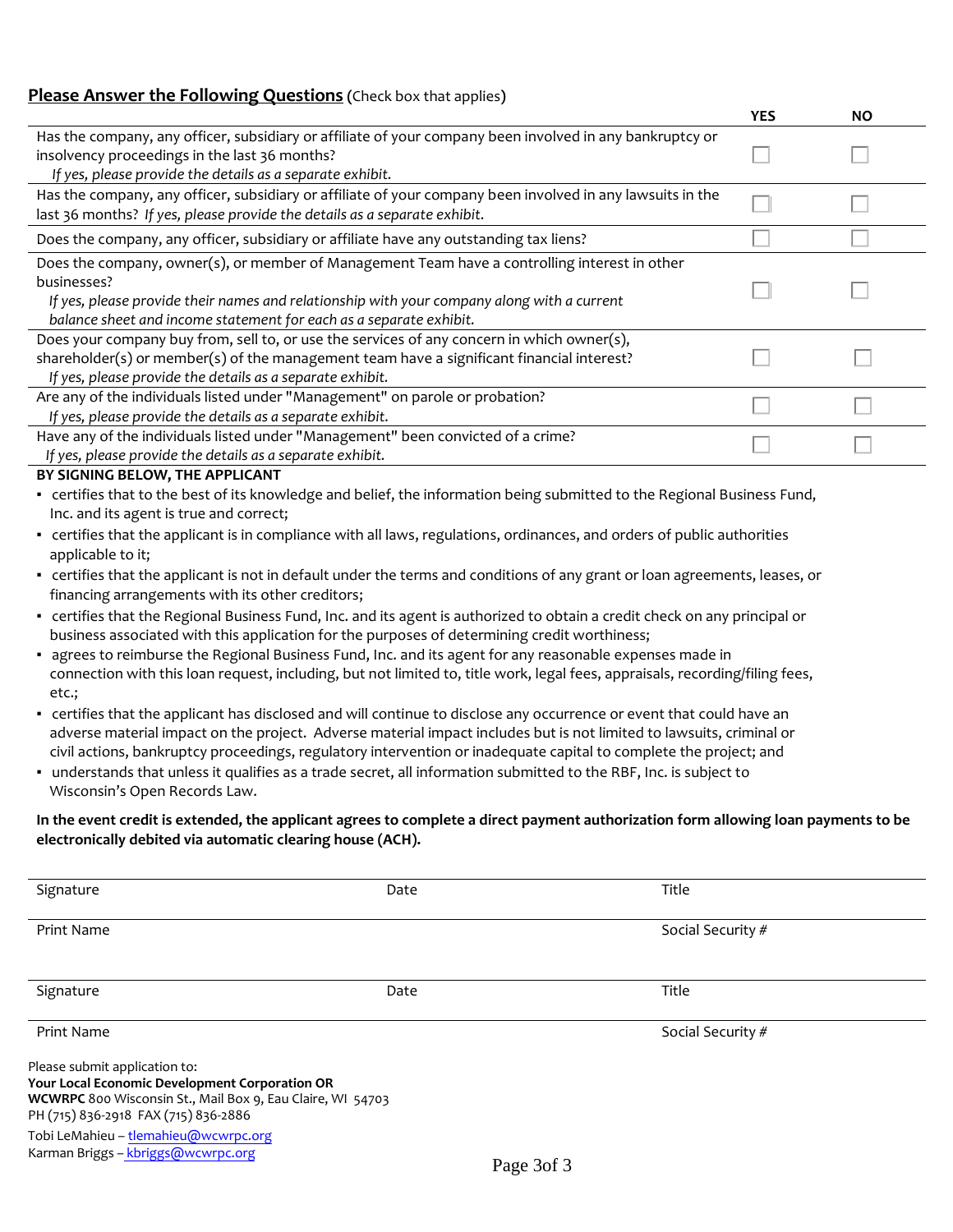## Please Answer the Following Questions (Check box that applies)

| | YES | NO |
|---|---|---|
| Has the company, any officer, subsidiary or affiliate of your company been involved in any bankruptcy or insolvency proceedings in the last 36 months? *If yes, please provide the details as a separate exhibit.* | ☐ | ☐ |
| Has the company, any officer, subsidiary or affiliate of your company been involved in any lawsuits in the last 36 months? *If yes, please provide the details as a separate exhibit.* | ☐ | ☐ |
| Does the company, any officer, subsidiary or affiliate have any outstanding tax liens? | ☐ | ☐ |
| Does the company, owner(s), or member of Management Team have a controlling interest in other businesses? *If yes, please provide their names and relationship with your company along with a current balance sheet and income statement for each as a separate exhibit.* | ☐ | ☐ |
| Does your company buy from, sell to, or use the services of any concern in which owner(s), shareholder(s) or member(s) of the management team have a significant financial interest? *If yes, please provide the details as a separate exhibit.* | ☐ | ☐ |
| Are any of the individuals listed under "Management" on parole or probation? *If yes, please provide the details as a separate exhibit.* | ☐ | ☐ |
| Have any of the individuals listed under "Management" been convicted of a crime? *If yes, please provide the details as a separate exhibit.* | ☐ | ☐ |

**BY SIGNING BELOW, THE APPLICANT**

- certifies that to the best of its knowledge and belief, the information being submitted to the Regional Business Fund, Inc. and its agent is true and correct;
- certifies that the applicant is in compliance with all laws, regulations, ordinances, and orders of public authorities applicable to it;
- certifies that the applicant is not in default under the terms and conditions of any grant or loan agreements, leases, or financing arrangements with its other creditors;
- certifies that the Regional Business Fund, Inc. and its agent is authorized to obtain a credit check on any principal or business associated with this application for the purposes of determining credit worthiness;
- agrees to reimburse the Regional Business Fund, Inc. and its agent for any reasonable expenses made in connection with this loan request, including, but not limited to, title work, legal fees, appraisals, recording/filing fees, etc.;
- certifies that the applicant has disclosed and will continue to disclose any occurrence or event that could have an adverse material impact on the project. Adverse material impact includes but is not limited to lawsuits, criminal or civil actions, bankruptcy proceedings, regulatory intervention or inadequate capital to complete the project; and
- understands that unless it qualifies as a trade secret, all information submitted to the RBF, Inc. is subject to Wisconsin's Open Records Law.

**In the event credit is extended, the applicant agrees to complete a direct payment authorization form allowing loan payments to be electronically debited via automatic clearing house (ACH).**

Signature ____________________ Date ____________________ Title ____________________

Print Name ____________________ Social Security # ____________________

Signature ____________________ Date ____________________ Title ____________________

Print Name ____________________ Social Security # ____________________

Please submit application to:
**Your Local Economic Development Corporation OR**
**WCWRPC** 800 Wisconsin St., Mail Box 9, Eau Claire, WI 54703
PH (715) 836-2918 FAX (715) 836-2886
Tobi LeMahieu – tlemahieu@wcwrpc.org
Karman Briggs – kbriggs@wcwrpc.org